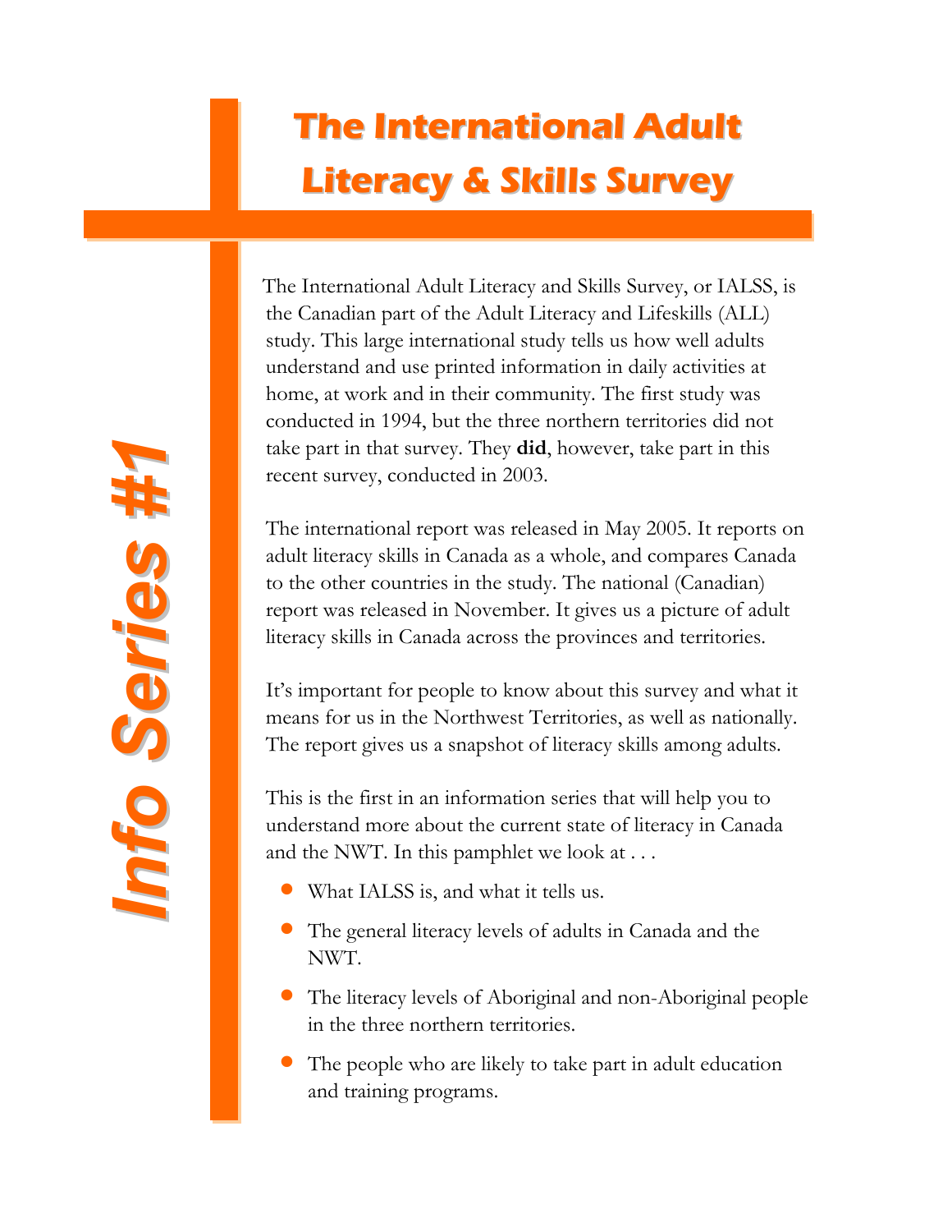# The International Adult Literacy & Skills Survey

**Info Series #1**

The International Adult Literacy and Skills Survey, or IALSS, is the Canadian part of the Adult Literacy and Lifeskills (ALL) study. This large international study tells us how well adults understand and use printed information in daily activities at home, at work and in their community. The first study was conducted in 1994, but the three northern territories did not take part in that survey. They **did**, however, take part in this recent survey, conducted in 2003.

The international report was released in May 2005. It reports on adult literacy skills in Canada as a whole, and compares Canada to the other countries in the study. The national (Canadian) report was released in November. It gives us a picture of adult literacy skills in Canada across the provinces and territories.

It's important for people to know about this survey and what it means for us in the Northwest Territories, as well as nationally. The report gives us a snapshot of literacy skills among adults.

This is the first in an information series that will help you to understand more about the current state of literacy in Canada and the NWT. In this pamphlet we look at . . .

- What IALSS is, and what it tells us.
- The general literacy levels of adults in Canada and the NWT.
- The literacy levels of Aboriginal and non-Aboriginal people in the three northern territories.
- The people who are likely to take part in adult education and training programs.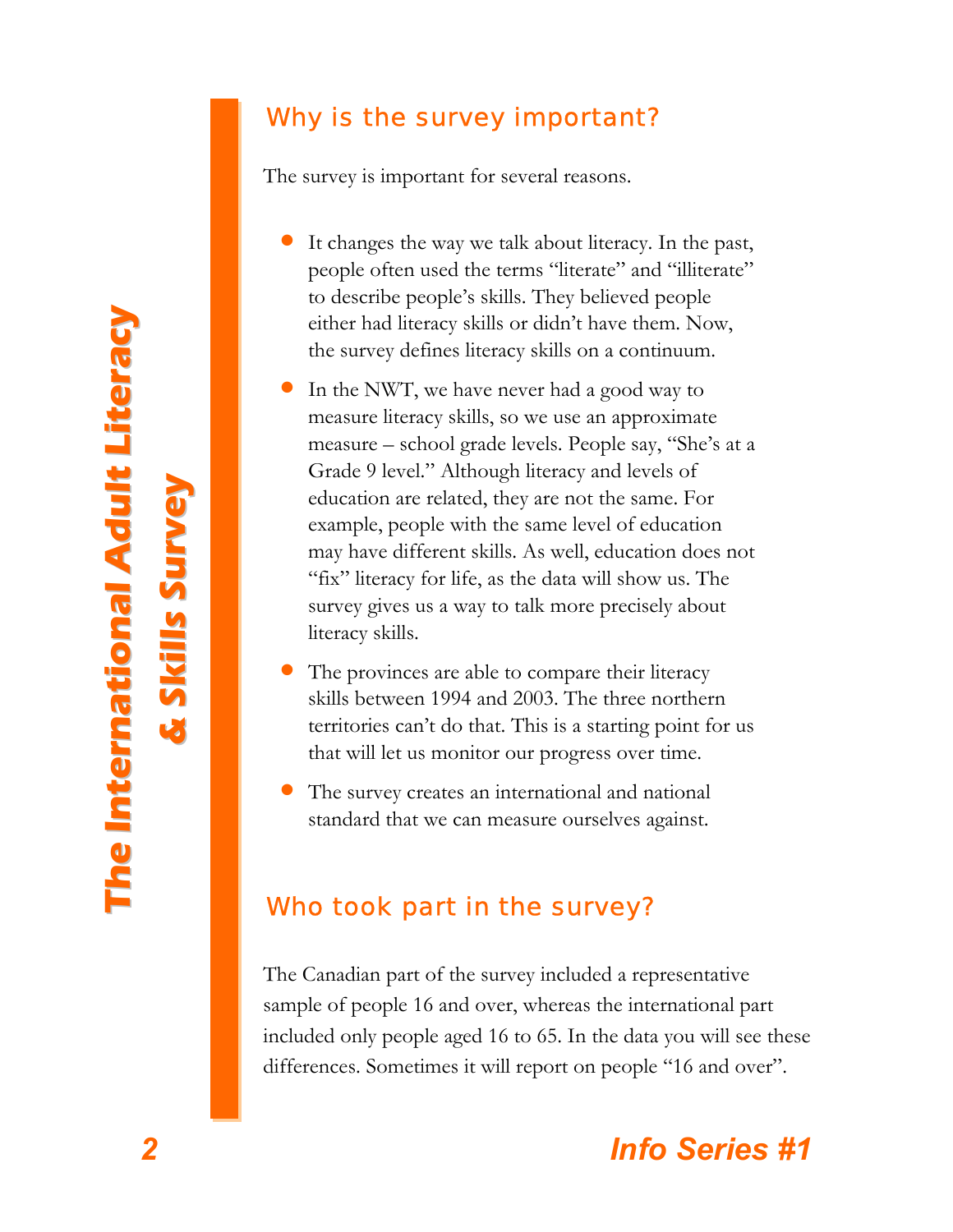## Why is the survey important?

The survey is important for several reasons.

- It changes the way we talk about literacy. In the past, people often used the terms "literate" and "illiterate" to describe people's skills. They believed people either had literacy skills or didn't have them. Now, the survey defines literacy skills on a continuum.
- In the NWT, we have never had a good way to measure literacy skills, so we use an approximate measure – school grade levels. People say, "She's at a Grade 9 level." Although literacy and levels of education are related, they are not the same. For example, people with the same level of education may have different skills. As well, education does not "fix" literacy for life, as the data will show us. The survey gives us a way to talk more precisely about literacy skills.
- The provinces are able to compare their literacy skills between 1994 and 2003. The three northern territories can't do that. This is a starting point for us that will let us monitor our progress over time.
- The survey creates an international and national standard that we can measure ourselves against.

## Who took part in the survey?

The Canadian part of the survey included a representative sample of people 16 and over, whereas the international part included only people aged 16 to 65. In the data you will see these differences. Sometimes it will report on people "16 and over".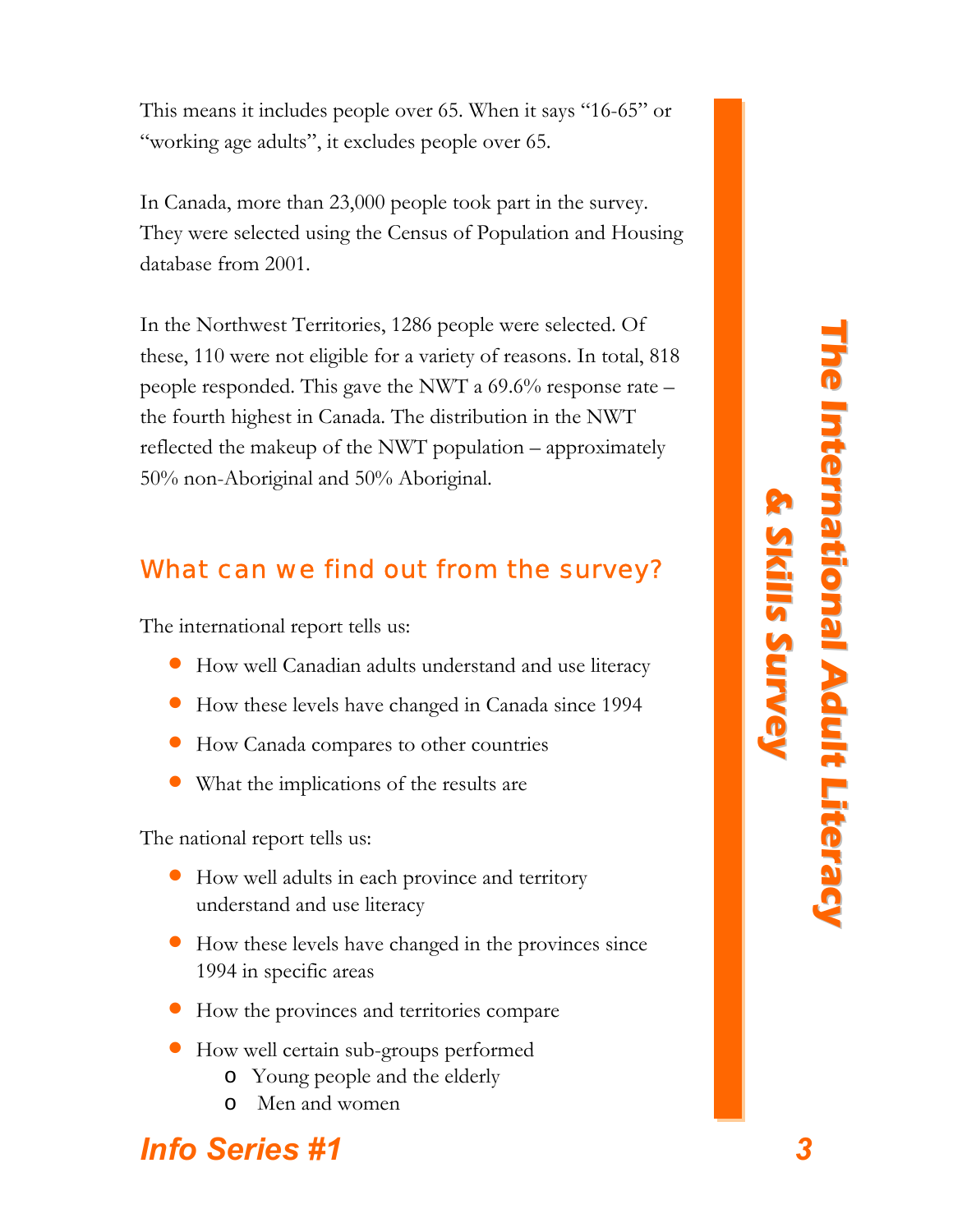This means it includes people over 65. When it says "16-65" or "working age adults", it excludes people over 65.

In Canada, more than 23,000 people took part in the survey. They were selected using the Census of Population and Housing database from 2001.

In the Northwest Territories, 1286 people were selected. Of these, 110 were not eligible for a variety of reasons. In total, 818 people responded. This gave the NWT a 69.6% response rate – the fourth highest in Canada. The distribution in the NWT reflected the makeup of the NWT population – approximately 50% non-Aboriginal and 50% Aboriginal.

## What can we find out from the survey?

The international report tells us:

- How well Canadian adults understand and use literacy
- How these levels have changed in Canada since 1994
- How Canada compares to other countries
- What the implications of the results are

The national report tells us:

- How well adults in each province and territory understand and use literacy
- How these levels have changed in the provinces since 1994 in specific areas
- How the provinces and territories compare
- How well certain sub-groups performed
  - Young people and the elderly
  - Men and women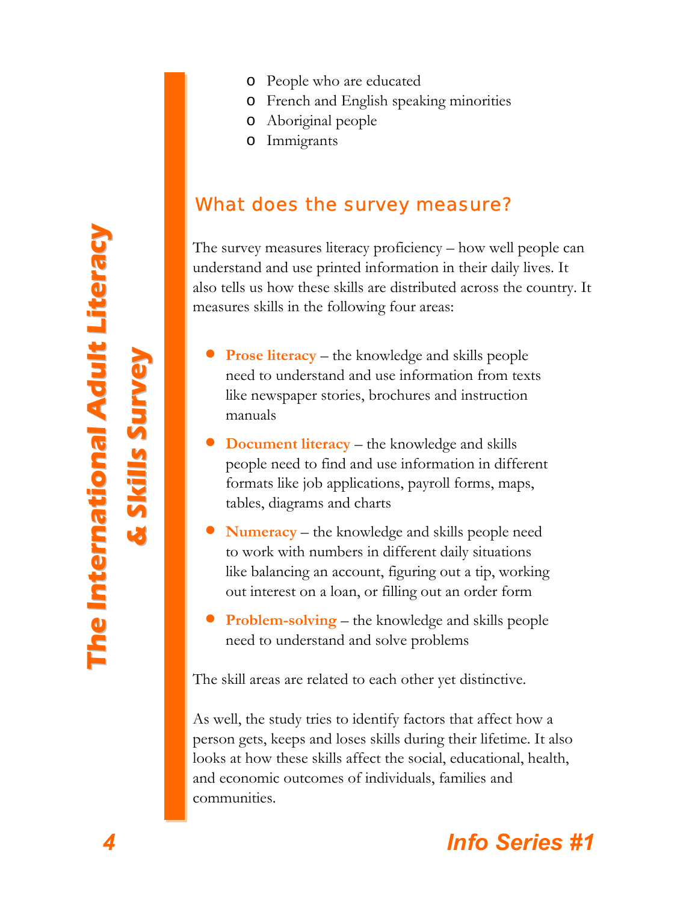- People who are educated
- French and English speaking minorities
- Aboriginal people
- Immigrants

## What does the survey measure?

The survey measures literacy proficiency – how well people can understand and use printed information in their daily lives. It also tells us how these skills are distributed across the country. It measures skills in the following four areas:

- **Prose literacy** – the knowledge and skills people need to understand and use information from texts like newspaper stories, brochures and instruction manuals
- **Document literacy** – the knowledge and skills people need to find and use information in different formats like job applications, payroll forms, maps, tables, diagrams and charts
- **Numeracy** – the knowledge and skills people need to work with numbers in different daily situations like balancing an account, figuring out a tip, working out interest on a loan, or filling out an order form
- **Problem-solving** – the knowledge and skills people need to understand and solve problems

The skill areas are related to each other yet distinctive.

As well, the study tries to identify factors that affect how a person gets, keeps and loses skills during their lifetime. It also looks at how these skills affect the social, educational, health, and economic outcomes of individuals, families and communities.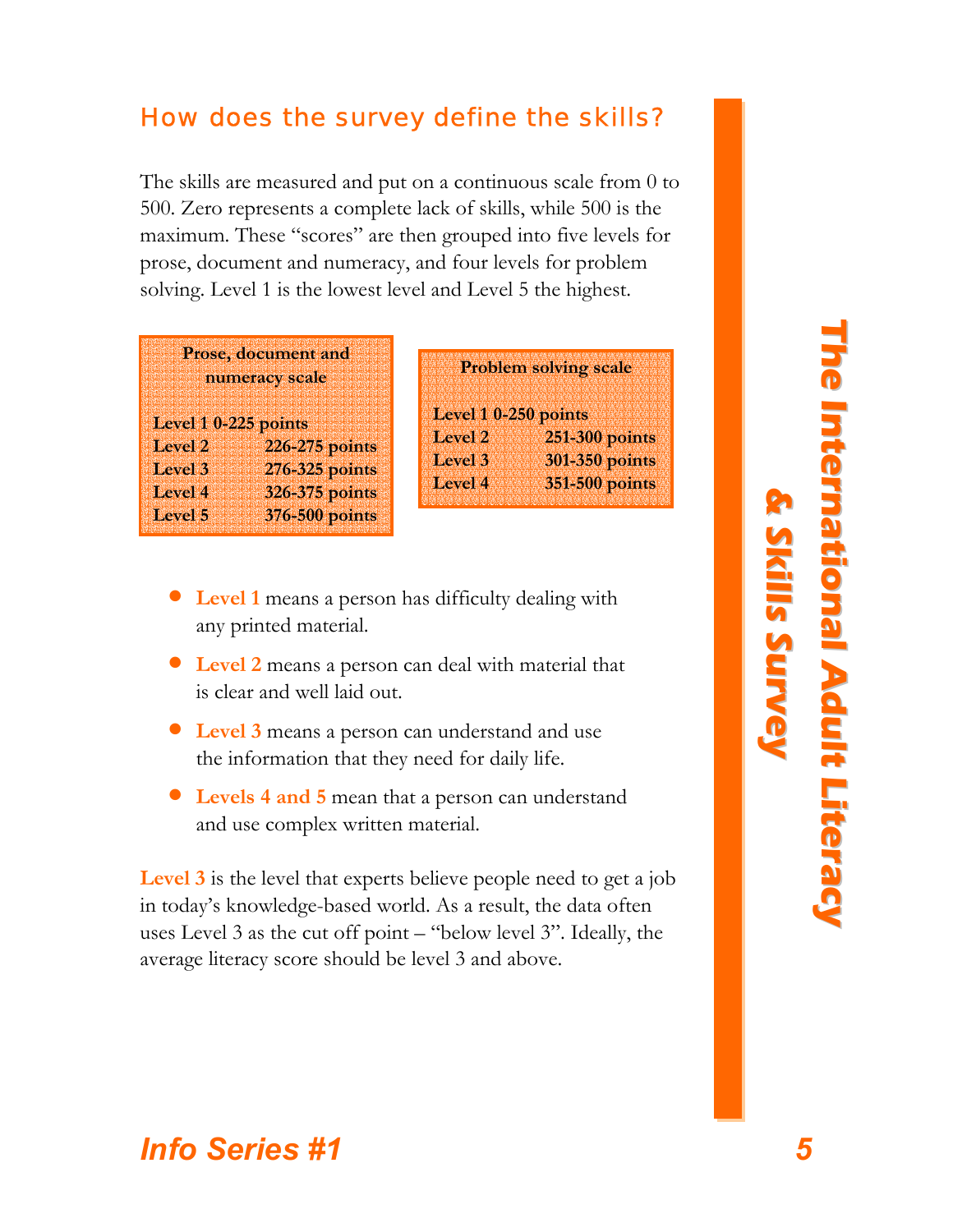## How does the survey define the skills?

The skills are measured and put on a continuous scale from 0 to 500. Zero represents a complete lack of skills, while 500 is the maximum. These "scores" are then grouped into five levels for prose, document and numeracy, and four levels for problem solving. Level 1 is the lowest level and Level 5 the highest.

| Prose, document and numeracy scale | |
|---|---|
| Level 1 | 0-225 points |
| Level 2 | 226-275 points |
| Level 3 | 276-325 points |
| Level 4 | 326-375 points |
| Level 5 | 376-500 points |

| Problem solving scale | |
|---|---|
| Level 1 | 0-250 points |
| Level 2 | 251-300 points |
| Level 3 | 301-350 points |
| Level 4 | 351-500 points |

- **Level 1** means a person has difficulty dealing with any printed material.
- **Level 2** means a person can deal with material that is clear and well laid out.
- **Level 3** means a person can understand and use the information that they need for daily life.
- **Levels 4 and 5** mean that a person can understand and use complex written material.

**Level 3** is the level that experts believe people need to get a job in today's knowledge-based world. As a result, the data often uses Level 3 as the cut off point – "below level 3". Ideally, the average literacy score should be level 3 and above.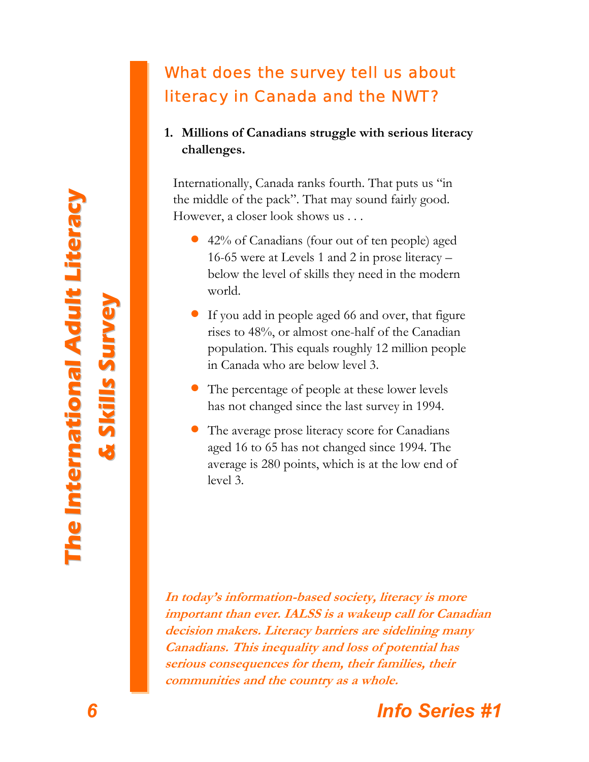## What does the survey tell us about literacy in Canada and the NWT?

1. **Millions of Canadians struggle with serious literacy challenges.**

Internationally, Canada ranks fourth. That puts us "in the middle of the pack". That may sound fairly good. However, a closer look shows us . . .

- 42% of Canadians (four out of ten people) aged 16-65 were at Levels 1 and 2 in prose literacy – below the level of skills they need in the modern world.
- If you add in people aged 66 and over, that figure rises to 48%, or almost one-half of the Canadian population. This equals roughly 12 million people in Canada who are below level 3.
- The percentage of people at these lower levels has not changed since the last survey in 1994.
- The average prose literacy score for Canadians aged 16 to 65 has not changed since 1994. The average is 280 points, which is at the low end of level 3.

***In today's information-based society, literacy is more important than ever. IALSS is a wakeup call for Canadian decision makers. Literacy barriers are sidelining many Canadians. This inequality and loss of potential has serious consequences for them, their families, their communities and the country as a whole.***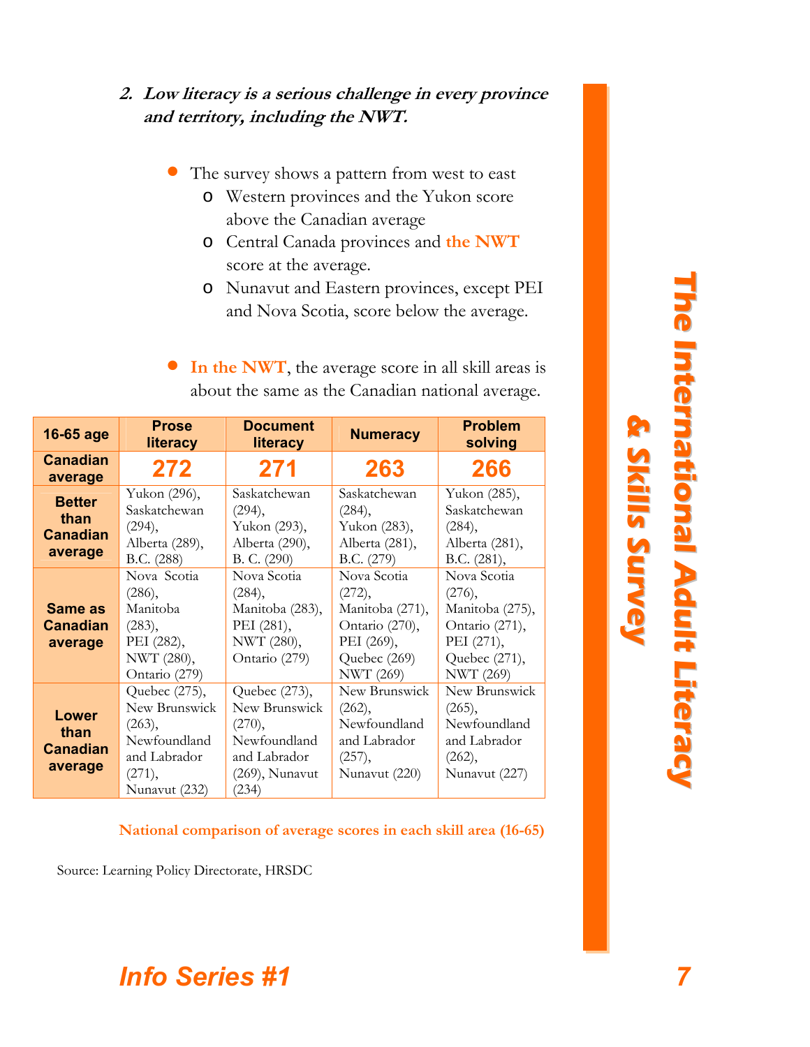***2. Low literacy is a serious challenge in every province and territory, including the NWT.***

- The survey shows a pattern from west to east
  - Western provinces and the Yukon score above the Canadian average
  - Central Canada provinces and **the NWT** score at the average.
  - Nunavut and Eastern provinces, except PEI and Nova Scotia, score below the average.

- **In the NWT**, the average score in all skill areas is about the same as the Canadian national average.

| 16-65 age | Prose literacy | Document literacy | Numeracy | Problem solving |
|---|---|---|---|---|
| **Canadian average** | **272** | **271** | **263** | **266** |
| **Better than Canadian average** | Yukon (296), Saskatchewan (294), Alberta (289), B.C. (288) | Saskatchewan (294), Yukon (293), Alberta (290), B. C. (290) | Saskatchewan (284), Yukon (283), Alberta (281), B.C. (279) | Yukon (285), Saskatchewan (284), Alberta (281), B.C. (281), |
| **Same as Canadian average** | Nova Scotia (286), Manitoba (283), PEI (282), NWT (280), Ontario (279) | Nova Scotia (284), Manitoba (283), PEI (281), NWT (280), Ontario (279) | Nova Scotia (272), Manitoba (271), Ontario (270), PEI (269), Quebec (269) NWT (269) | Nova Scotia (276), Manitoba (275), Ontario (271), PEI (271), Quebec (271), NWT (269) |
| **Lower than Canadian average** | Quebec (275), New Brunswick (263), Newfoundland and Labrador (271), Nunavut (232) | Quebec (273), New Brunswick (270), Newfoundland and Labrador (269), Nunavut (234) | New Brunswick (262), Newfoundland and Labrador (257), Nunavut (220) | New Brunswick (265), Newfoundland and Labrador (262), Nunavut (227) |

**National comparison of average scores in each skill area (16-65)**

Source: Learning Policy Directorate, HRSDC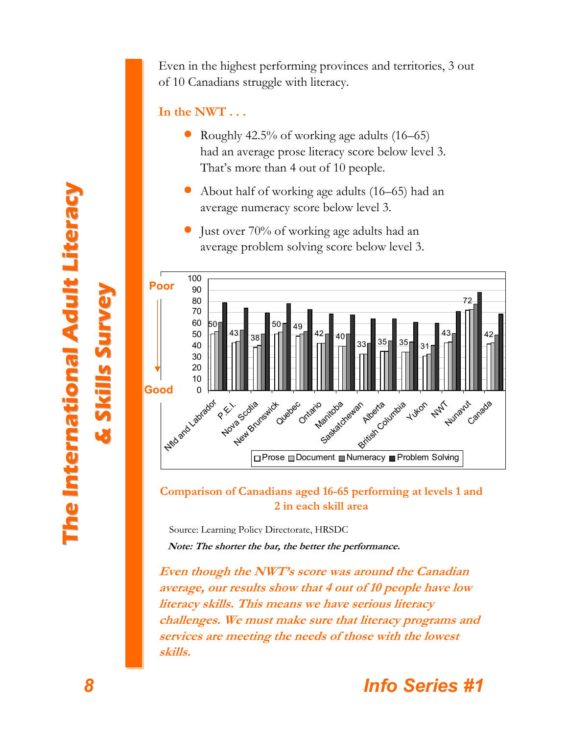Even in the highest performing provinces and territories, 3 out of 10 Canadians struggle with literacy.

## In the NWT . . .

- Roughly 42.5% of working age adults (16–65) had an average prose literacy score below level 3. That's more than 4 out of 10 people.
- About half of working age adults (16–65) had an average numeracy score below level 3.
- Just over 70% of working age adults had an average problem solving score below level 3.

**Comparison of Canadians aged 16-65 performing at levels 1 and 2 in each skill area**

Source: Learning Policy Directorate, HRSDC

***Note: The shorter the bar, the better the performance.***

***Even though the NWT's score was around the Canadian average, our results show that 4 out of 10 people have low literacy skills. This means we have serious literacy challenges. We must make sure that literacy programs and services are meeting the needs of those with the lowest skills.***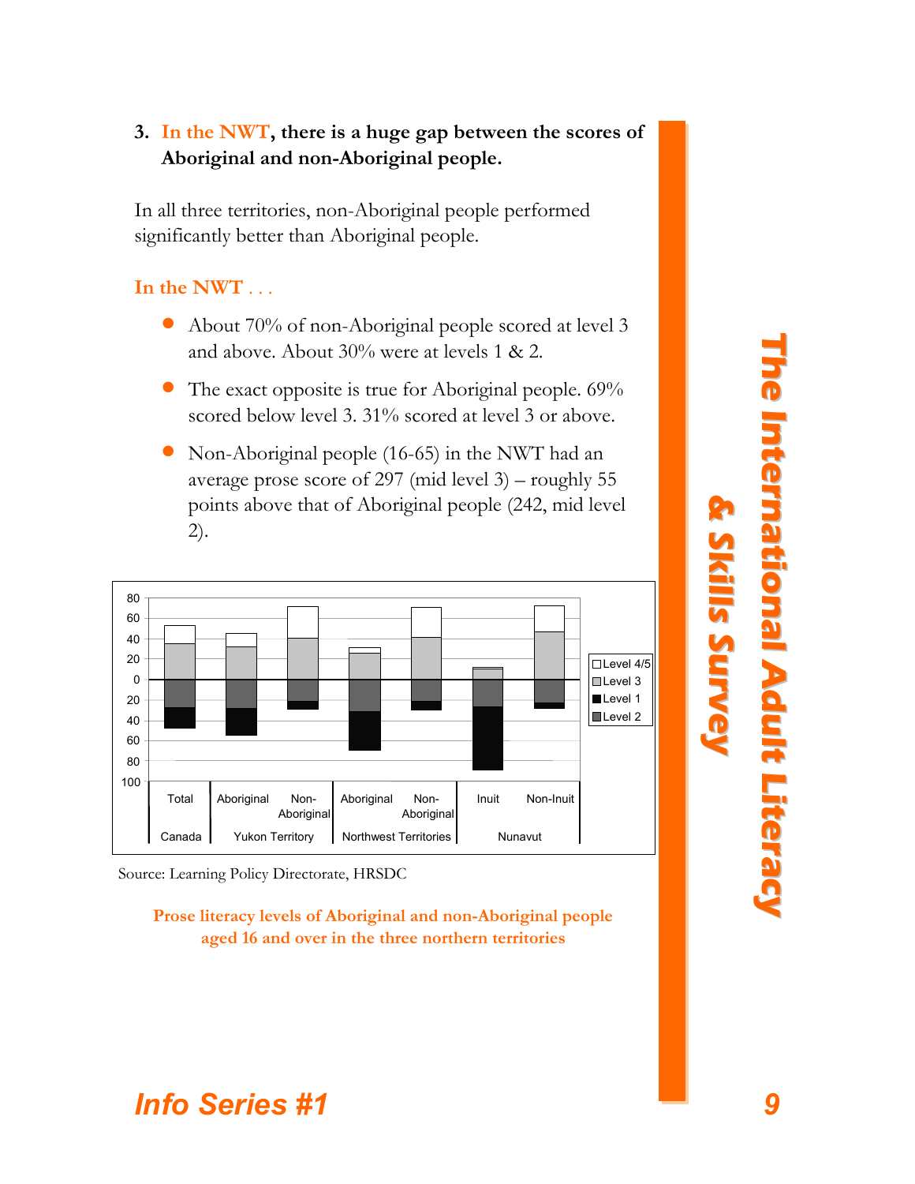### 3. In the NWT, there is a huge gap between the scores of Aboriginal and non-Aboriginal people.

In all three territories, non-Aboriginal people performed significantly better than Aboriginal people.

**In the NWT . . .**

- About 70% of non-Aboriginal people scored at level 3 and above. About 30% were at levels 1 & 2.
- The exact opposite is true for Aboriginal people. 69% scored below level 3. 31% scored at level 3 or above.
- Non-Aboriginal people (16-65) in the NWT had an average prose score of 297 (mid level 3) – roughly 55 points above that of Aboriginal people (242, mid level 2).

Source: Learning Policy Directorate, HRSDC

**Prose literacy levels of Aboriginal and non-Aboriginal people aged 16 and over in the three northern territories**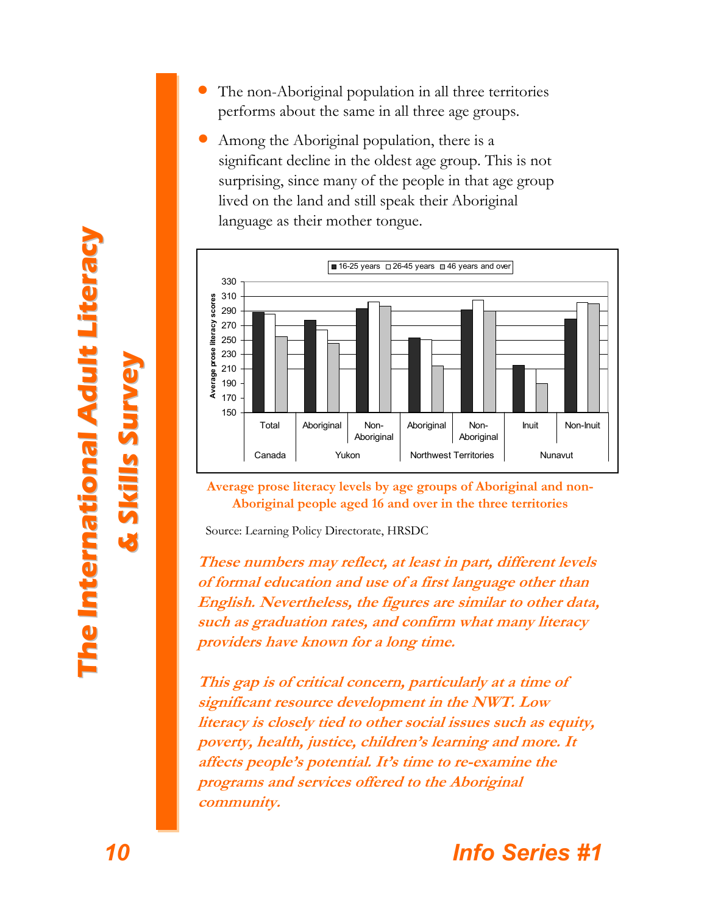- The non-Aboriginal population in all three territories performs about the same in all three age groups.
- Among the Aboriginal population, there is a significant decline in the oldest age group. This is not surprising, since many of the people in that age group lived on the land and still speak their Aboriginal language as their mother tongue.

**Average prose literacy levels by age groups of Aboriginal and non-Aboriginal people aged 16 and over in the three territories**

Source: Learning Policy Directorate, HRSDC

***These numbers may reflect, at least in part, different levels of formal education and use of a first language other than English. Nevertheless, the figures are similar to other data, such as graduation rates, and confirm what many literacy providers have known for a long time.***

***This gap is of critical concern, particularly at a time of significant resource development in the NWT. Low literacy is closely tied to other social issues such as equity, poverty, health, justice, children's learning and more. It affects people's potential. It's time to re-examine the programs and services offered to the Aboriginal community.***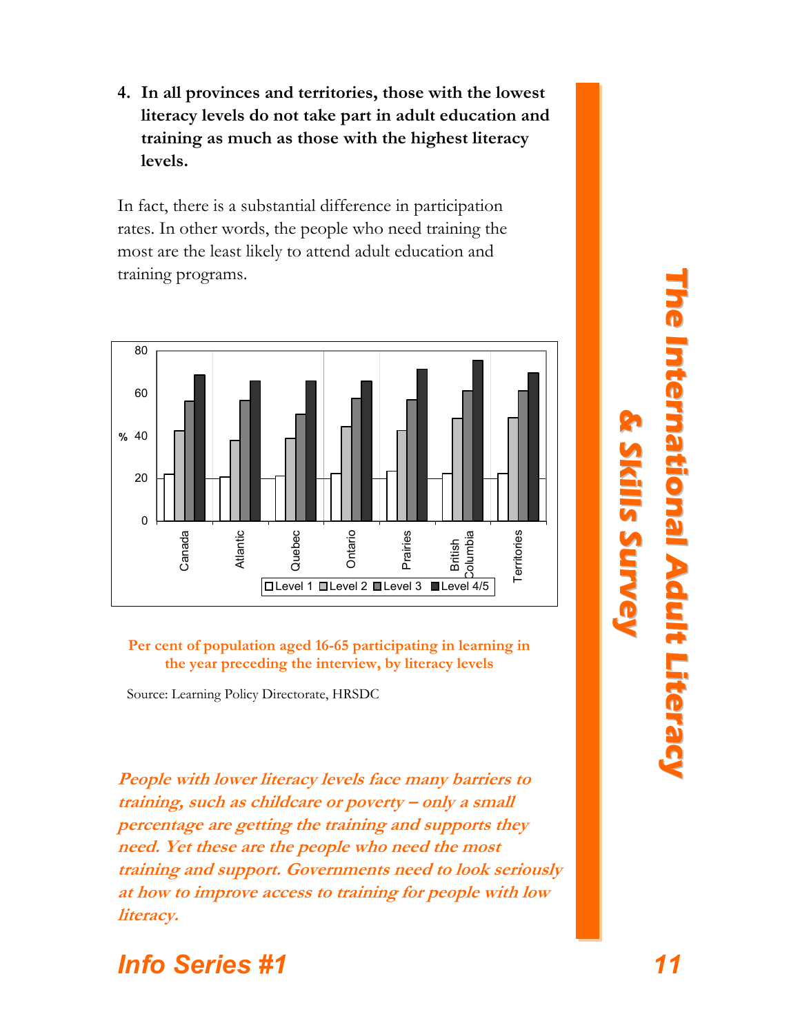4. **In all provinces and territories, those with the lowest literacy levels do not take part in adult education and training as much as those with the highest literacy levels.**

In fact, there is a substantial difference in participation rates. In other words, the people who need training the most are the least likely to attend adult education and training programs.

**Per cent of population aged 16-65 participating in learning in the year preceding the interview, by literacy levels**

Source: Learning Policy Directorate, HRSDC

***People with lower literacy levels face many barriers to training, such as childcare or poverty – only a small percentage are getting the training and supports they need. Yet these are the people who need the most training and support. Governments need to look seriously at how to improve access to training for people with low literacy.***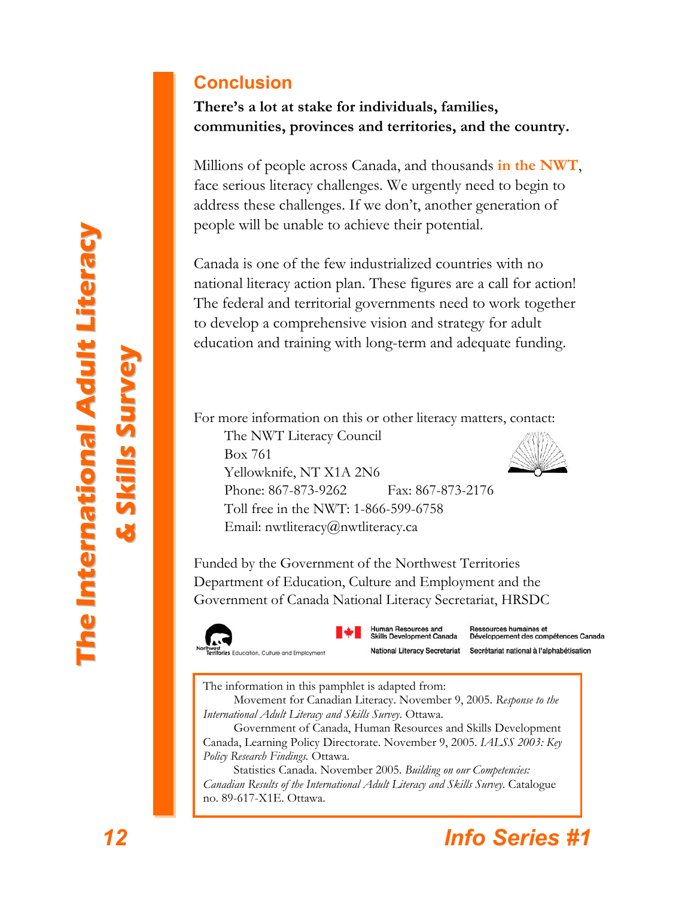## Conclusion

**There's a lot at stake for individuals, families, communities, provinces and territories, and the country.**

Millions of people across Canada, and thousands **in the NWT**, face serious literacy challenges. We urgently need to begin to address these challenges. If we don't, another generation of people will be unable to achieve their potential.

Canada is one of the few industrialized countries with no national literacy action plan. These figures are a call for action! The federal and territorial governments need to work together to develop a comprehensive vision and strategy for adult education and training with long-term and adequate funding.

For more information on this or other literacy matters, contact:

The NWT Literacy Council
Box 761
Yellowknife, NT X1A 2N6
Phone: 867-873-9262 Fax: 867-873-2176
Toll free in the NWT: 1-866-599-6758
Email: nwtliteracy@nwtliteracy.ca

Funded by the Government of the Northwest Territories Department of Education, Culture and Employment and the Government of Canada National Literacy Secretariat, HRSDC

Northwest Territories Education, Culture and Employment

Human Resources and Skills Development Canada — Ressources humaines et Développement des compétences Canada

National Literacy Secretariat — Secrétariat national à l'alphabétisation

The information in this pamphlet is adapted from:

Movement for Canadian Literacy. November 9, 2005. *Response to the International Adult Literacy and Skills Survey*. Ottawa.

Government of Canada, Human Resources and Skills Development Canada, Learning Policy Directorate. November 9, 2005. *IALSS 2003: Key Policy Research Findings*. Ottawa.

Statistics Canada. November 2005. *Building on our Competencies: Canadian Results of the International Adult Literacy and Skills Survey*. Catalogue no. 89-617-X1E. Ottawa.